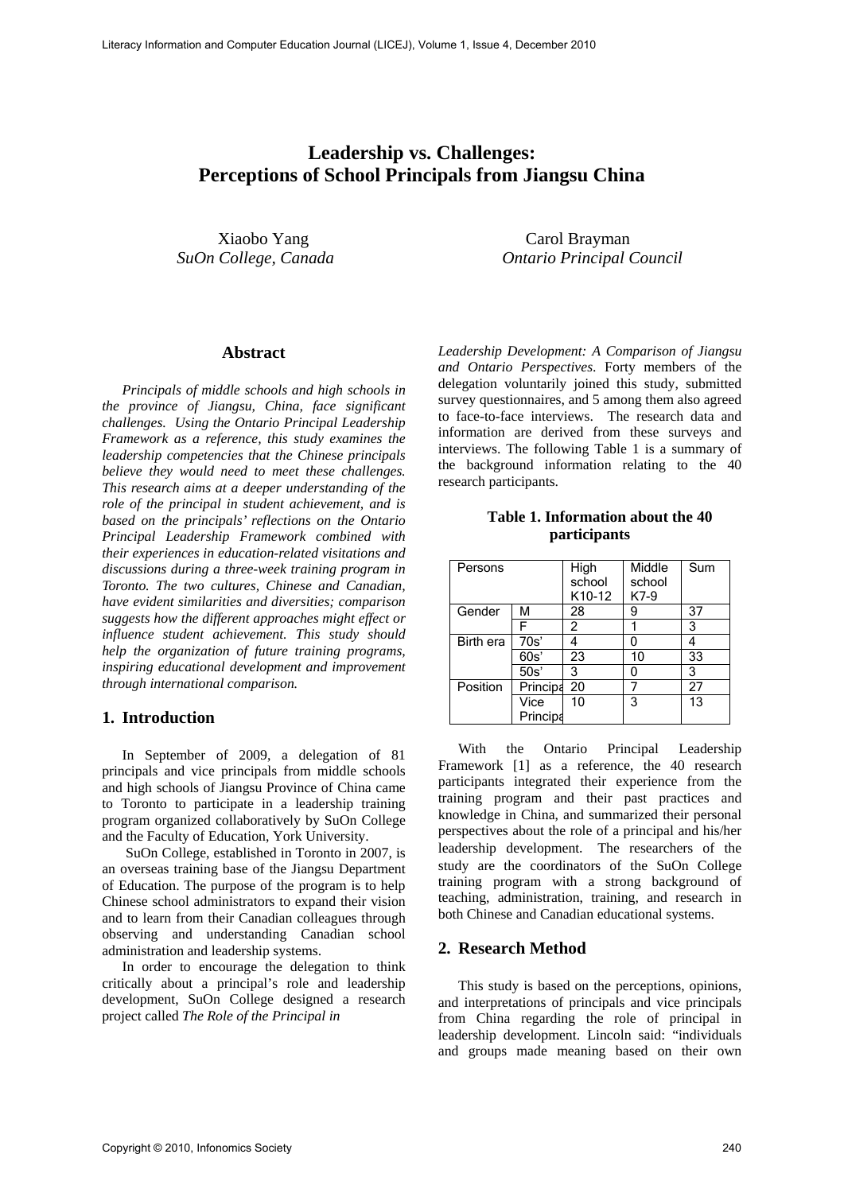# Leadership vs. Challenges: Perceptions of School Principals from Jiangsu China

Xiaobo Yang
*SuOn College, Canada*

Carol Brayman
*Ontario Principal Council*

## Abstract

*Principals of middle schools and high schools in the province of Jiangsu, China, face significant challenges. Using the Ontario Principal Leadership Framework as a reference, this study examines the leadership competencies that the Chinese principals believe they would need to meet these challenges. This research aims at a deeper understanding of the role of the principal in student achievement, and is based on the principals' reflections on the Ontario Principal Leadership Framework combined with their experiences in education-related visitations and discussions during a three-week training program in Toronto. The two cultures, Chinese and Canadian, have evident similarities and diversities; comparison suggests how the different approaches might effect or influence student achievement. This study should help the organization of future training programs, inspiring educational development and improvement through international comparison.*

## 1. Introduction

In September of 2009, a delegation of 81 principals and vice principals from middle schools and high schools of Jiangsu Province of China came to Toronto to participate in a leadership training program organized collaboratively by SuOn College and the Faculty of Education, York University.

SuOn College, established in Toronto in 2007, is an overseas training base of the Jiangsu Department of Education. The purpose of the program is to help Chinese school administrators to expand their vision and to learn from their Canadian colleagues through observing and understanding Canadian school administration and leadership systems.

In order to encourage the delegation to think critically about a principal's role and leadership development, SuOn College designed a research project called *The Role of the Principal in Leadership Development: A Comparison of Jiangsu and Ontario Perspectives*. Forty members of the delegation voluntarily joined this study, submitted survey questionnaires, and 5 among them also agreed to face-to-face interviews. The research data and information are derived from these surveys and interviews. The following Table 1 is a summary of the background information relating to the 40 research participants.

**Table 1. Information about the 40 participants**

| Persons | | High school K10-12 | Middle school K7-9 | Sum |
|---|---|---|---|---|
| Gender | M | 28 | 9 | 37 |
| | F | 2 | 1 | 3 |
| Birth era | 70s' | 4 | 0 | 4 |
| | 60s' | 23 | 10 | 33 |
| | 50s' | 3 | 0 | 3 |
| Position | Principa | 20 | 7 | 27 |
| | Vice Principa | 10 | 3 | 13 |

With the Ontario Principal Leadership Framework [1] as a reference, the 40 research participants integrated their experience from the training program and their past practices and knowledge in China, and summarized their personal perspectives about the role of a principal and his/her leadership development. The researchers of the study are the coordinators of the SuOn College training program with a strong background of teaching, administration, training, and research in both Chinese and Canadian educational systems.

## 2. Research Method

This study is based on the perceptions, opinions, and interpretations of principals and vice principals from China regarding the role of principal in leadership development. Lincoln said: "individuals and groups made meaning based on their own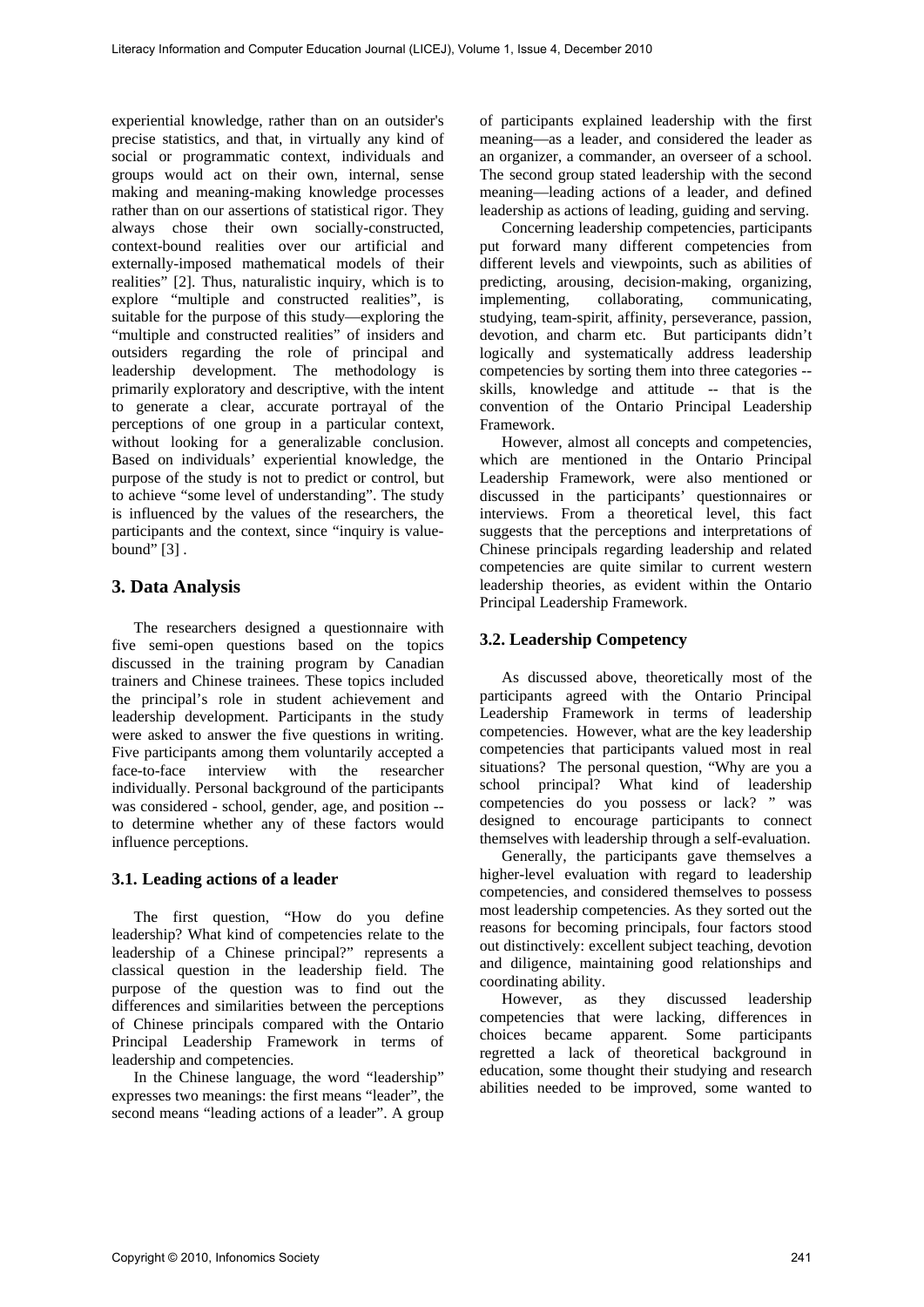experiential knowledge, rather than on an outsider's precise statistics, and that, in virtually any kind of social or programmatic context, individuals and groups would act on their own, internal, sense making and meaning-making knowledge processes rather than on our assertions of statistical rigor. They always chose their own socially-constructed, context-bound realities over our artificial and externally-imposed mathematical models of their realities" [2]. Thus, naturalistic inquiry, which is to explore "multiple and constructed realities", is suitable for the purpose of this study—exploring the "multiple and constructed realities" of insiders and outsiders regarding the role of principal and leadership development. The methodology is primarily exploratory and descriptive, with the intent to generate a clear, accurate portrayal of the perceptions of one group in a particular context, without looking for a generalizable conclusion. Based on individuals' experiential knowledge, the purpose of the study is not to predict or control, but to achieve "some level of understanding". The study is influenced by the values of the researchers, the participants and the context, since "inquiry is value-bound" [3] .

## 3. Data Analysis

The researchers designed a questionnaire with five semi-open questions based on the topics discussed in the training program by Canadian trainers and Chinese trainees. These topics included the principal's role in student achievement and leadership development. Participants in the study were asked to answer the five questions in writing. Five participants among them voluntarily accepted a face-to-face interview with the researcher individually. Personal background of the participants was considered - school, gender, age, and position -- to determine whether any of these factors would influence perceptions.

### 3.1. Leading actions of a leader

The first question, "How do you define leadership? What kind of competencies relate to the leadership of a Chinese principal?" represents a classical question in the leadership field. The purpose of the question was to find out the differences and similarities between the perceptions of Chinese principals compared with the Ontario Principal Leadership Framework in terms of leadership and competencies.

In the Chinese language, the word "leadership" expresses two meanings: the first means "leader", the second means "leading actions of a leader". A group of participants explained leadership with the first meaning—as a leader, and considered the leader as an organizer, a commander, an overseer of a school. The second group stated leadership with the second meaning—leading actions of a leader, and defined leadership as actions of leading, guiding and serving.

Concerning leadership competencies, participants put forward many different competencies from different levels and viewpoints, such as abilities of predicting, arousing, decision-making, organizing, implementing, collaborating, communicating, studying, team-spirit, affinity, perseverance, passion, devotion, and charm etc. But participants didn't logically and systematically address leadership competencies by sorting them into three categories -- skills, knowledge and attitude -- that is the convention of the Ontario Principal Leadership Framework.

However, almost all concepts and competencies, which are mentioned in the Ontario Principal Leadership Framework, were also mentioned or discussed in the participants' questionnaires or interviews. From a theoretical level, this fact suggests that the perceptions and interpretations of Chinese principals regarding leadership and related competencies are quite similar to current western leadership theories, as evident within the Ontario Principal Leadership Framework.

### 3.2. Leadership Competency

As discussed above, theoretically most of the participants agreed with the Ontario Principal Leadership Framework in terms of leadership competencies. However, what are the key leadership competencies that participants valued most in real situations? The personal question, "Why are you a school principal? What kind of leadership competencies do you possess or lack? " was designed to encourage participants to connect themselves with leadership through a self-evaluation.

Generally, the participants gave themselves a higher-level evaluation with regard to leadership competencies, and considered themselves to possess most leadership competencies. As they sorted out the reasons for becoming principals, four factors stood out distinctively: excellent subject teaching, devotion and diligence, maintaining good relationships and coordinating ability.

However, as they discussed leadership competencies that were lacking, differences in choices became apparent. Some participants regretted a lack of theoretical background in education, some thought their studying and research abilities needed to be improved, some wanted to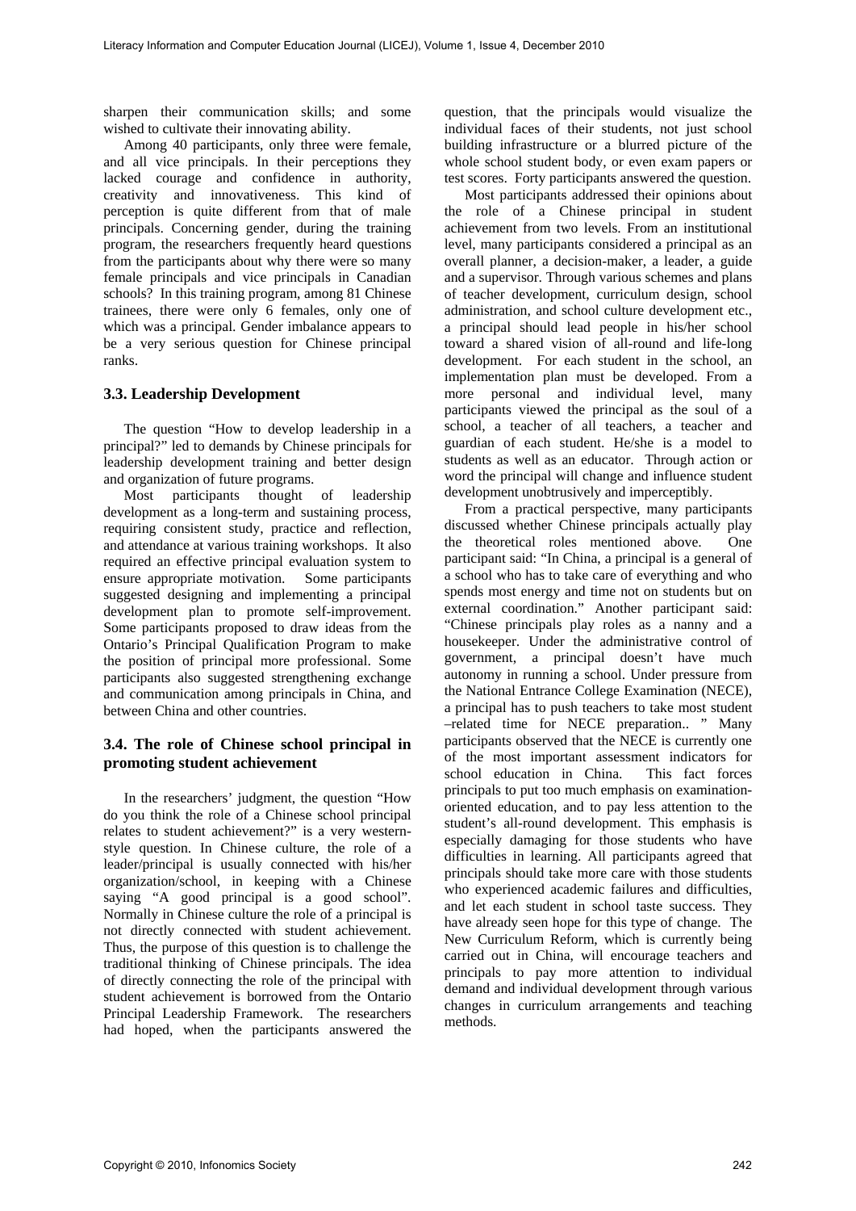sharpen their communication skills; and some wished to cultivate their innovating ability.

Among 40 participants, only three were female, and all vice principals. In their perceptions they lacked courage and confidence in authority, creativity and innovativeness. This kind of perception is quite different from that of male principals. Concerning gender, during the training program, the researchers frequently heard questions from the participants about why there were so many female principals and vice principals in Canadian schools? In this training program, among 81 Chinese trainees, there were only 6 females, only one of which was a principal. Gender imbalance appears to be a very serious question for Chinese principal ranks.

### 3.3. Leadership Development

The question "How to develop leadership in a principal?" led to demands by Chinese principals for leadership development training and better design and organization of future programs.

Most participants thought of leadership development as a long-term and sustaining process, requiring consistent study, practice and reflection, and attendance at various training workshops. It also required an effective principal evaluation system to ensure appropriate motivation. Some participants suggested designing and implementing a principal development plan to promote self-improvement. Some participants proposed to draw ideas from the Ontario's Principal Qualification Program to make the position of principal more professional. Some participants also suggested strengthening exchange and communication among principals in China, and between China and other countries.

### 3.4. The role of Chinese school principal in promoting student achievement

In the researchers' judgment, the question "How do you think the role of a Chinese school principal relates to student achievement?" is a very western-style question. In Chinese culture, the role of a leader/principal is usually connected with his/her organization/school, in keeping with a Chinese saying "A good principal is a good school". Normally in Chinese culture the role of a principal is not directly connected with student achievement. Thus, the purpose of this question is to challenge the traditional thinking of Chinese principals. The idea of directly connecting the role of the principal with student achievement is borrowed from the Ontario Principal Leadership Framework. The researchers had hoped, when the participants answered the question, that the principals would visualize the individual faces of their students, not just school building infrastructure or a blurred picture of the whole school student body, or even exam papers or test scores. Forty participants answered the question.

Most participants addressed their opinions about the role of a Chinese principal in student achievement from two levels. From an institutional level, many participants considered a principal as an overall planner, a decision-maker, a leader, a guide and a supervisor. Through various schemes and plans of teacher development, curriculum design, school administration, and school culture development etc., a principal should lead people in his/her school toward a shared vision of all-round and life-long development. For each student in the school, an implementation plan must be developed. From a more personal and individual level, many participants viewed the principal as the soul of a school, a teacher of all teachers, a teacher and guardian of each student. He/she is a model to students as well as an educator. Through action or word the principal will change and influence student development unobtrusively and imperceptibly.

From a practical perspective, many participants discussed whether Chinese principals actually play the theoretical roles mentioned above. One participant said: "In China, a principal is a general of a school who has to take care of everything and who spends most energy and time not on students but on external coordination." Another participant said: "Chinese principals play roles as a nanny and a housekeeper. Under the administrative control of government, a principal doesn't have much autonomy in running a school. Under pressure from the National Entrance College Examination (NECE), a principal has to push teachers to take most student –related time for NECE preparation.. " Many participants observed that the NECE is currently one of the most important assessment indicators for school education in China. This fact forces principals to put too much emphasis on examination-oriented education, and to pay less attention to the student's all-round development. This emphasis is especially damaging for those students who have difficulties in learning. All participants agreed that principals should take more care with those students who experienced academic failures and difficulties, and let each student in school taste success. They have already seen hope for this type of change. The New Curriculum Reform, which is currently being carried out in China, will encourage teachers and principals to pay more attention to individual demand and individual development through various changes in curriculum arrangements and teaching methods.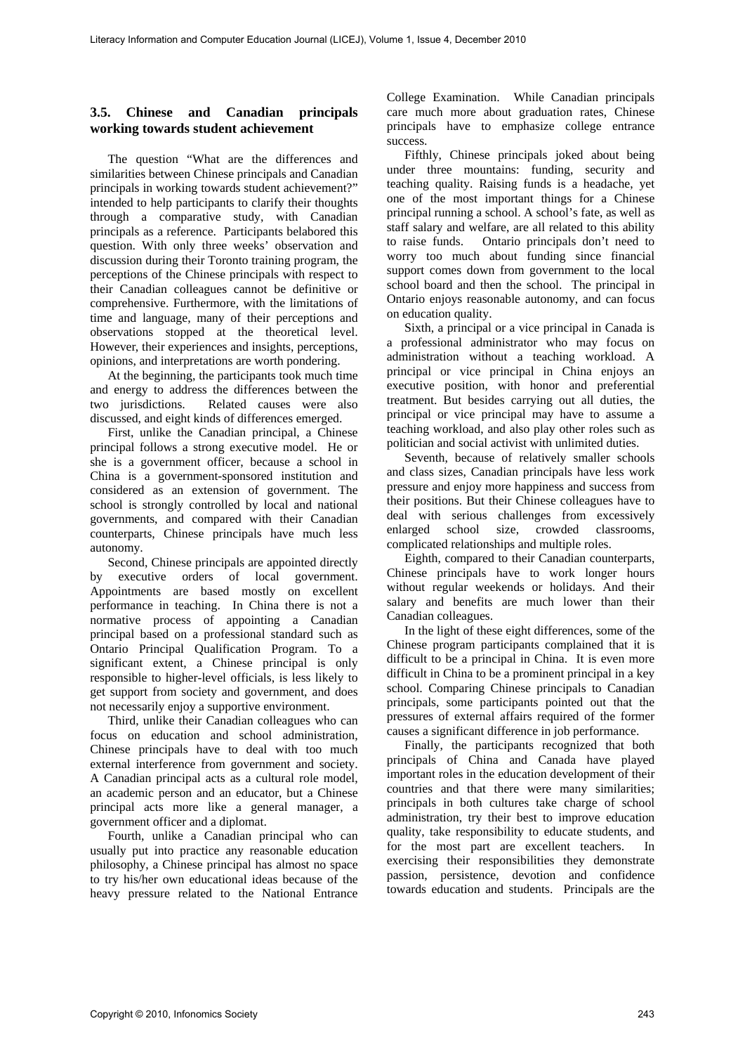### 3.5. Chinese and Canadian principals working towards student achievement

The question "What are the differences and similarities between Chinese principals and Canadian principals in working towards student achievement?" intended to help participants to clarify their thoughts through a comparative study, with Canadian principals as a reference. Participants belabored this question. With only three weeks' observation and discussion during their Toronto training program, the perceptions of the Chinese principals with respect to their Canadian colleagues cannot be definitive or comprehensive. Furthermore, with the limitations of time and language, many of their perceptions and observations stopped at the theoretical level. However, their experiences and insights, perceptions, opinions, and interpretations are worth pondering.

At the beginning, the participants took much time and energy to address the differences between the two jurisdictions. Related causes were also discussed, and eight kinds of differences emerged.

First, unlike the Canadian principal, a Chinese principal follows a strong executive model. He or she is a government officer, because a school in China is a government-sponsored institution and considered as an extension of government. The school is strongly controlled by local and national governments, and compared with their Canadian counterparts, Chinese principals have much less autonomy.

Second, Chinese principals are appointed directly by executive orders of local government. Appointments are based mostly on excellent performance in teaching. In China there is not a normative process of appointing a Canadian principal based on a professional standard such as Ontario Principal Qualification Program. To a significant extent, a Chinese principal is only responsible to higher-level officials, is less likely to get support from society and government, and does not necessarily enjoy a supportive environment.

Third, unlike their Canadian colleagues who can focus on education and school administration, Chinese principals have to deal with too much external interference from government and society. A Canadian principal acts as a cultural role model, an academic person and an educator, but a Chinese principal acts more like a general manager, a government officer and a diplomat.

Fourth, unlike a Canadian principal who can usually put into practice any reasonable education philosophy, a Chinese principal has almost no space to try his/her own educational ideas because of the heavy pressure related to the National Entrance College Examination. While Canadian principals care much more about graduation rates, Chinese principals have to emphasize college entrance success.

Fifthly, Chinese principals joked about being under three mountains: funding, security and teaching quality. Raising funds is a headache, yet one of the most important things for a Chinese principal running a school. A school's fate, as well as staff salary and welfare, are all related to this ability to raise funds. Ontario principals don't need to worry too much about funding since financial support comes down from government to the local school board and then the school. The principal in Ontario enjoys reasonable autonomy, and can focus on education quality.

Sixth, a principal or a vice principal in Canada is a professional administrator who may focus on administration without a teaching workload. A principal or vice principal in China enjoys an executive position, with honor and preferential treatment. But besides carrying out all duties, the principal or vice principal may have to assume a teaching workload, and also play other roles such as politician and social activist with unlimited duties.

Seventh, because of relatively smaller schools and class sizes, Canadian principals have less work pressure and enjoy more happiness and success from their positions. But their Chinese colleagues have to deal with serious challenges from excessively enlarged school size, crowded classrooms, complicated relationships and multiple roles.

Eighth, compared to their Canadian counterparts, Chinese principals have to work longer hours without regular weekends or holidays. And their salary and benefits are much lower than their Canadian colleagues.

In the light of these eight differences, some of the Chinese program participants complained that it is difficult to be a principal in China. It is even more difficult in China to be a prominent principal in a key school. Comparing Chinese principals to Canadian principals, some participants pointed out that the pressures of external affairs required of the former causes a significant difference in job performance.

Finally, the participants recognized that both principals of China and Canada have played important roles in the education development of their countries and that there were many similarities; principals in both cultures take charge of school administration, try their best to improve education quality, take responsibility to educate students, and for the most part are excellent teachers. In exercising their responsibilities they demonstrate passion, persistence, devotion and confidence towards education and students. Principals are the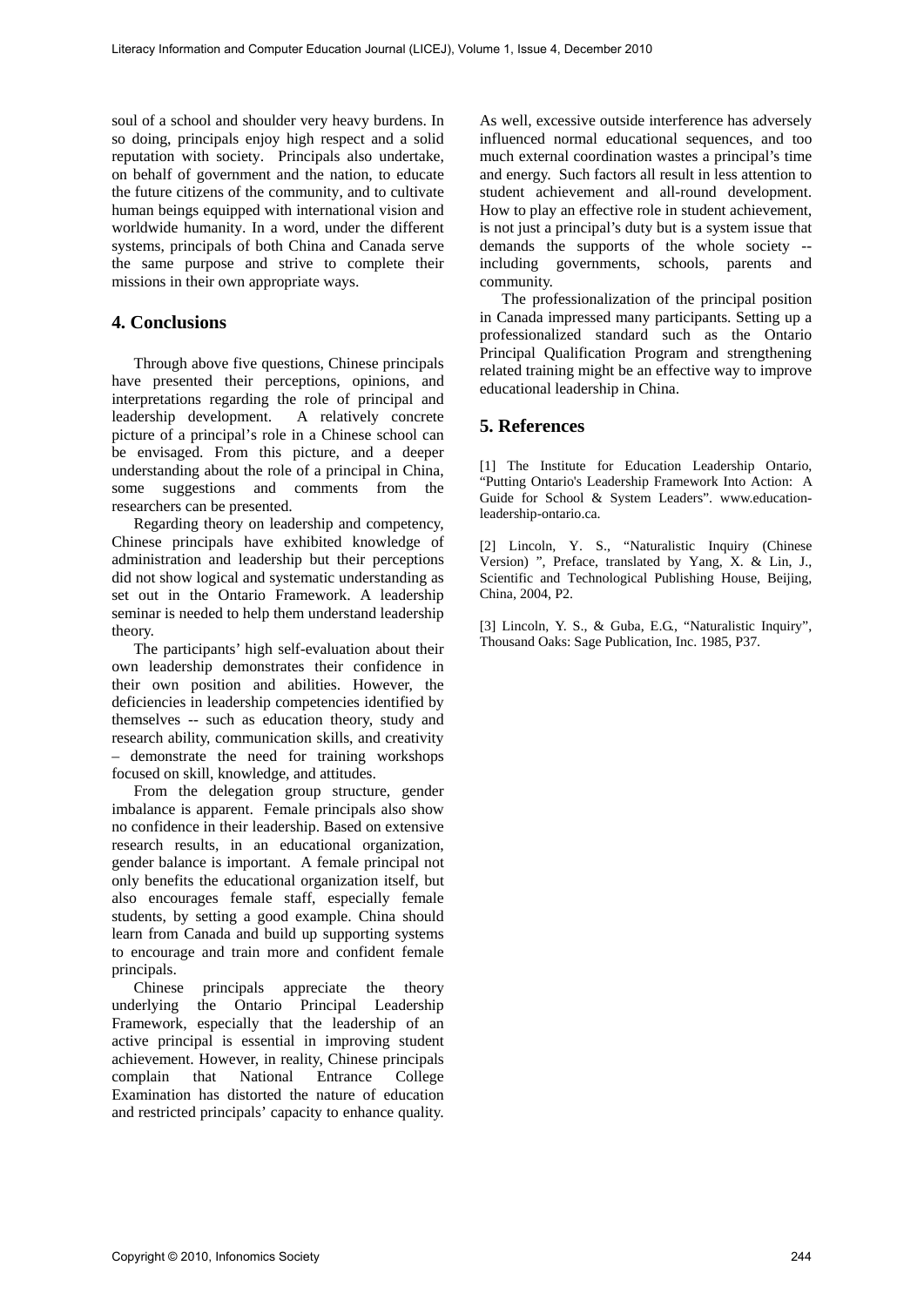soul of a school and shoulder very heavy burdens. In so doing, principals enjoy high respect and a solid reputation with society. Principals also undertake, on behalf of government and the nation, to educate the future citizens of the community, and to cultivate human beings equipped with international vision and worldwide humanity. In a word, under the different systems, principals of both China and Canada serve the same purpose and strive to complete their missions in their own appropriate ways.

## 4. Conclusions

Through above five questions, Chinese principals have presented their perceptions, opinions, and interpretations regarding the role of principal and leadership development. A relatively concrete picture of a principal's role in a Chinese school can be envisaged. From this picture, and a deeper understanding about the role of a principal in China, some suggestions and comments from the researchers can be presented.

Regarding theory on leadership and competency, Chinese principals have exhibited knowledge of administration and leadership but their perceptions did not show logical and systematic understanding as set out in the Ontario Framework. A leadership seminar is needed to help them understand leadership theory.

The participants' high self-evaluation about their own leadership demonstrates their confidence in their own position and abilities. However, the deficiencies in leadership competencies identified by themselves -- such as education theory, study and research ability, communication skills, and creativity – demonstrate the need for training workshops focused on skill, knowledge, and attitudes.

From the delegation group structure, gender imbalance is apparent. Female principals also show no confidence in their leadership. Based on extensive research results, in an educational organization, gender balance is important. A female principal not only benefits the educational organization itself, but also encourages female staff, especially female students, by setting a good example. China should learn from Canada and build up supporting systems to encourage and train more and confident female principals.

Chinese principals appreciate the theory underlying the Ontario Principal Leadership Framework, especially that the leadership of an active principal is essential in improving student achievement. However, in reality, Chinese principals complain that National Entrance College Examination has distorted the nature of education and restricted principals' capacity to enhance quality. As well, excessive outside interference has adversely influenced normal educational sequences, and too much external coordination wastes a principal's time and energy. Such factors all result in less attention to student achievement and all-round development. How to play an effective role in student achievement, is not just a principal's duty but is a system issue that demands the supports of the whole society -- including governments, schools, parents and community.

The professionalization of the principal position in Canada impressed many participants. Setting up a professionalized standard such as the Ontario Principal Qualification Program and strengthening related training might be an effective way to improve educational leadership in China.

## 5. References

[1] The Institute for Education Leadership Ontario, "Putting Ontario's Leadership Framework Into Action: A Guide for School & System Leaders". www.education-leadership-ontario.ca.

[2] Lincoln, Y. S., "Naturalistic Inquiry (Chinese Version) ", Preface, translated by Yang, X. & Lin, J., Scientific and Technological Publishing House, Beijing, China, 2004, P2.

[3] Lincoln, Y. S., & Guba, E.G., "Naturalistic Inquiry", Thousand Oaks: Sage Publication, Inc. 1985, P37.